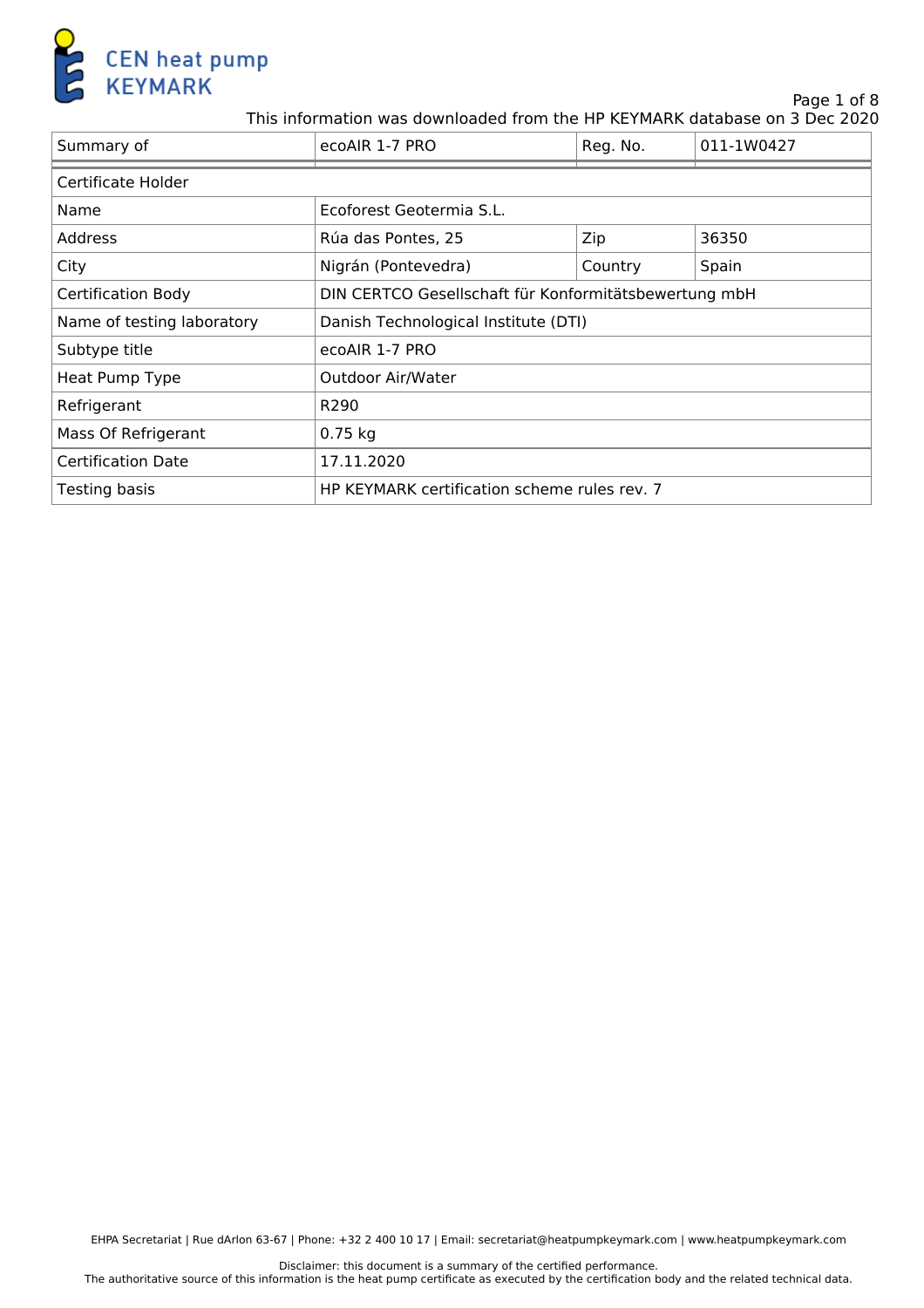CEN heat pump KEYMARK

This information was downloaded from the HP KEYMARK database on 3 Dec 2020

| Summary of | ecoAIR 1-7 PRO | Reg. No. | 011-1W0427 |
|---|---|---|---|
| Certificate Holder | | | |
| Name | Ecoforest Geotermia S.L. | | |
| Address | Rúa das Pontes, 25 | Zip | 36350 |
| City | Nigrán (Pontevedra) | Country | Spain |
| Certification Body | DIN CERTCO Gesellschaft für Konformitätsbewertung mbH | | |
| Name of testing laboratory | Danish Technological Institute (DTI) | | |
| Subtype title | ecoAIR 1-7 PRO | | |
| Heat Pump Type | Outdoor Air/Water | | |
| Refrigerant | R290 | | |
| Mass Of Refrigerant | 0.75 kg | | |
| Certification Date | 17.11.2020 | | |
| Testing basis | HP KEYMARK certification scheme rules rev. 7 | | |

EHPA Secretariat | Rue dArlon 63-67 | Phone: +32 2 400 10 17 | Email: secretariat@heatpumpkeymark.com | www.heatpumpkeymark.com

Disclaimer: this document is a summary of the certified performance.
The authoritative source of this information is the heat pump certificate as executed by the certification body and the related technical data.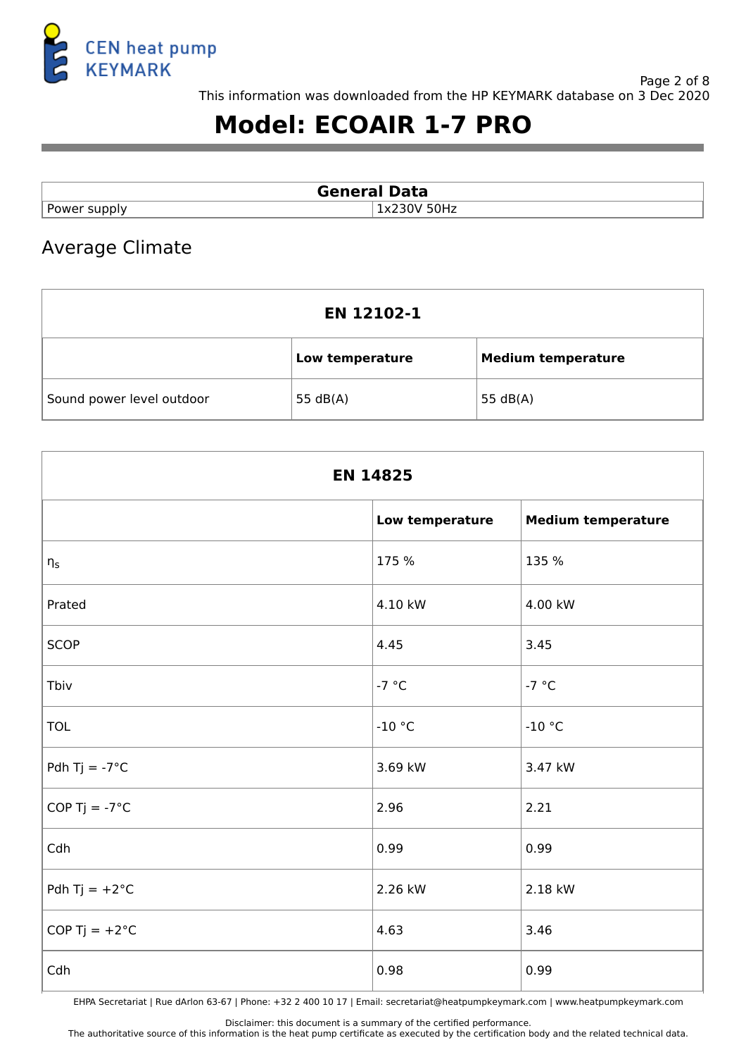# Model: ECOAIR 1-7 PRO

| General Data | |
|---|---|
| Power supply | 1x230V 50Hz |

## Average Climate

| EN 12102-1 | | |
|---|---|---|
| | **Low temperature** | **Medium temperature** |
| Sound power level outdoor | 55 dB(A) | 55 dB(A) |

| EN 14825 | | |
|---|---|---|
| | **Low temperature** | **Medium temperature** |
| $\eta_s$ | 175 % | 135 % |
| Prated | 4.10 kW | 4.00 kW |
| SCOP | 4.45 | 3.45 |
| Tbiv | -7 °C | -7 °C |
| TOL | -10 °C | -10 °C |
| Pdh Tj = -7°C | 3.69 kW | 3.47 kW |
| COP Tj = -7°C | 2.96 | 2.21 |
| Cdh | 0.99 | 0.99 |
| Pdh Tj = +2°C | 2.26 kW | 2.18 kW |
| COP Tj = +2°C | 4.63 | 3.46 |
| Cdh | 0.98 | 0.99 |

EHPA Secretariat | Rue dArlon 63-67 | Phone: +32 2 400 10 17 | Email: secretariat@heatpumpkeymark.com | www.heatpumpkeymark.com

Disclaimer: this document is a summary of the certified performance.
The authoritative source of this information is the heat pump certificate as executed by the certification body and the related technical data.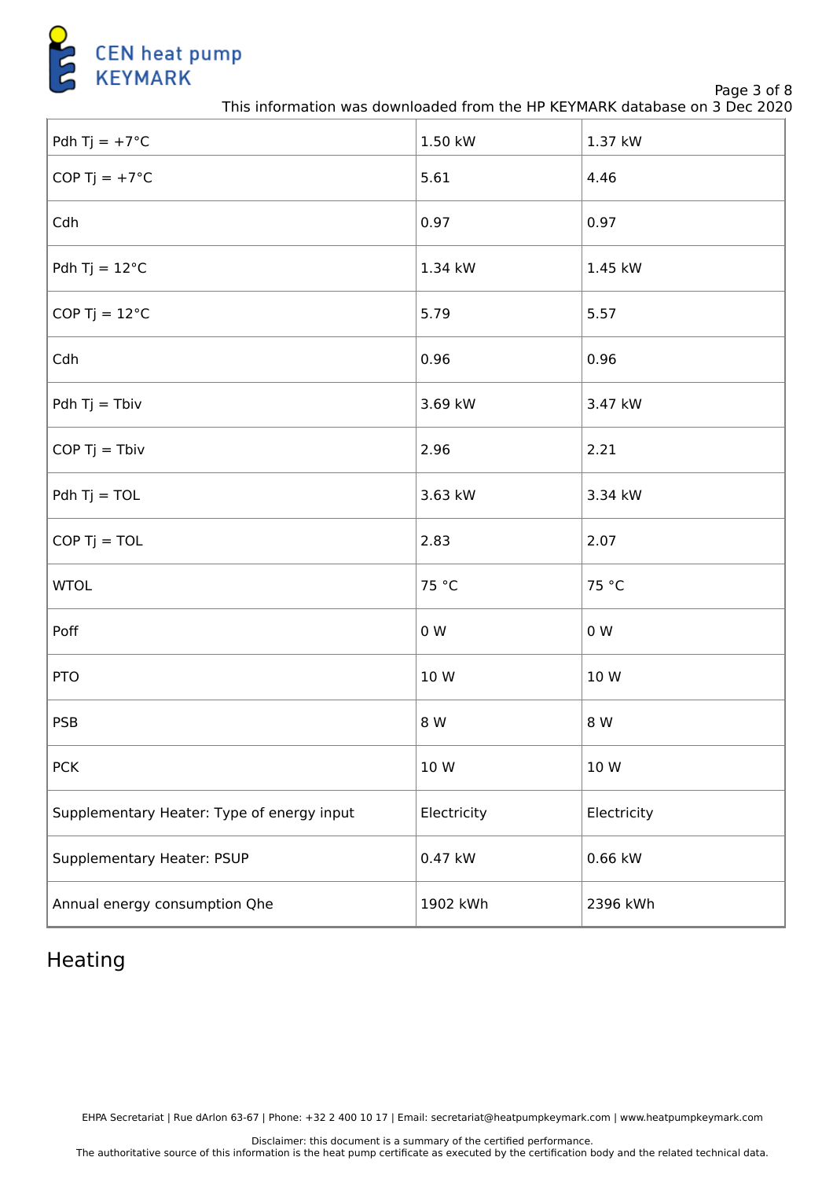| Pdh Tj = +7°C | 1.50 kW | 1.37 kW |
|---|---|---|
| COP Tj = +7°C | 5.61 | 4.46 |
| Cdh | 0.97 | 0.97 |
| Pdh Tj = 12°C | 1.34 kW | 1.45 kW |
| COP Tj = 12°C | 5.79 | 5.57 |
| Cdh | 0.96 | 0.96 |
| Pdh Tj = Tbiv | 3.69 kW | 3.47 kW |
| COP Tj = Tbiv | 2.96 | 2.21 |
| Pdh Tj = TOL | 3.63 kW | 3.34 kW |
| COP Tj = TOL | 2.83 | 2.07 |
| WTOL | 75 °C | 75 °C |
| Poff | 0 W | 0 W |
| PTO | 10 W | 10 W |
| PSB | 8 W | 8 W |
| PCK | 10 W | 10 W |
| Supplementary Heater: Type of energy input | Electricity | Electricity |
| Supplementary Heater: PSUP | 0.47 kW | 0.66 kW |
| Annual energy consumption Qhe | 1902 kWh | 2396 kWh |

## Heating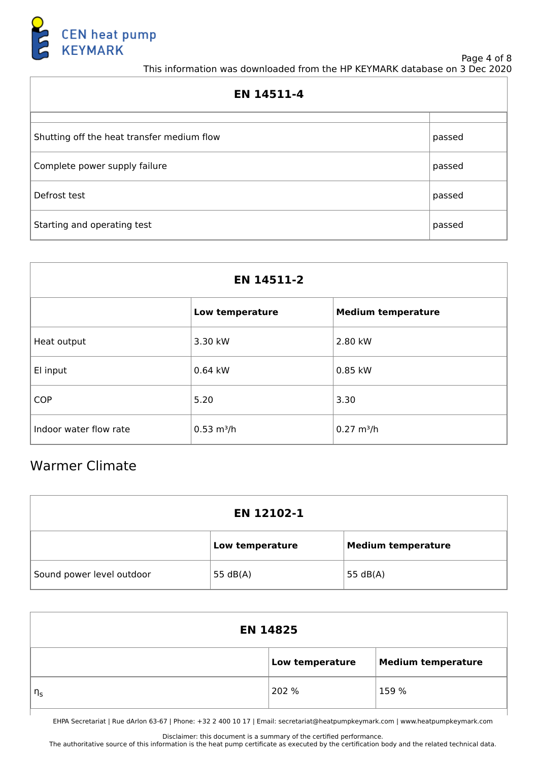| EN 14511-4 | |
|---|---|
| | |
| Shutting off the heat transfer medium flow | passed |
| Complete power supply failure | passed |
| Defrost test | passed |
| Starting and operating test | passed |

| EN 14511-2 | | |
|---|---|---|
| | **Low temperature** | **Medium temperature** |
| Heat output | 3.30 kW | 2.80 kW |
| El input | 0.64 kW | 0.85 kW |
| COP | 5.20 | 3.30 |
| Indoor water flow rate | 0.53 m³/h | 0.27 m³/h |

## Warmer Climate

| EN 12102-1 | | |
|---|---|---|
| | **Low temperature** | **Medium temperature** |
| Sound power level outdoor | 55 dB(A) | 55 dB(A) |

| EN 14825 | | |
|---|---|---|
| | **Low temperature** | **Medium temperature** |
| $\eta_s$ | 202 % | 159 % |

EHPA Secretariat | Rue dArlon 63-67 | Phone: +32 2 400 10 17 | Email: secretariat@heatpumpkeymark.com | www.heatpumpkeymark.com

Disclaimer: this document is a summary of the certified performance.
The authoritative source of this information is the heat pump certificate as executed by the certification body and the related technical data.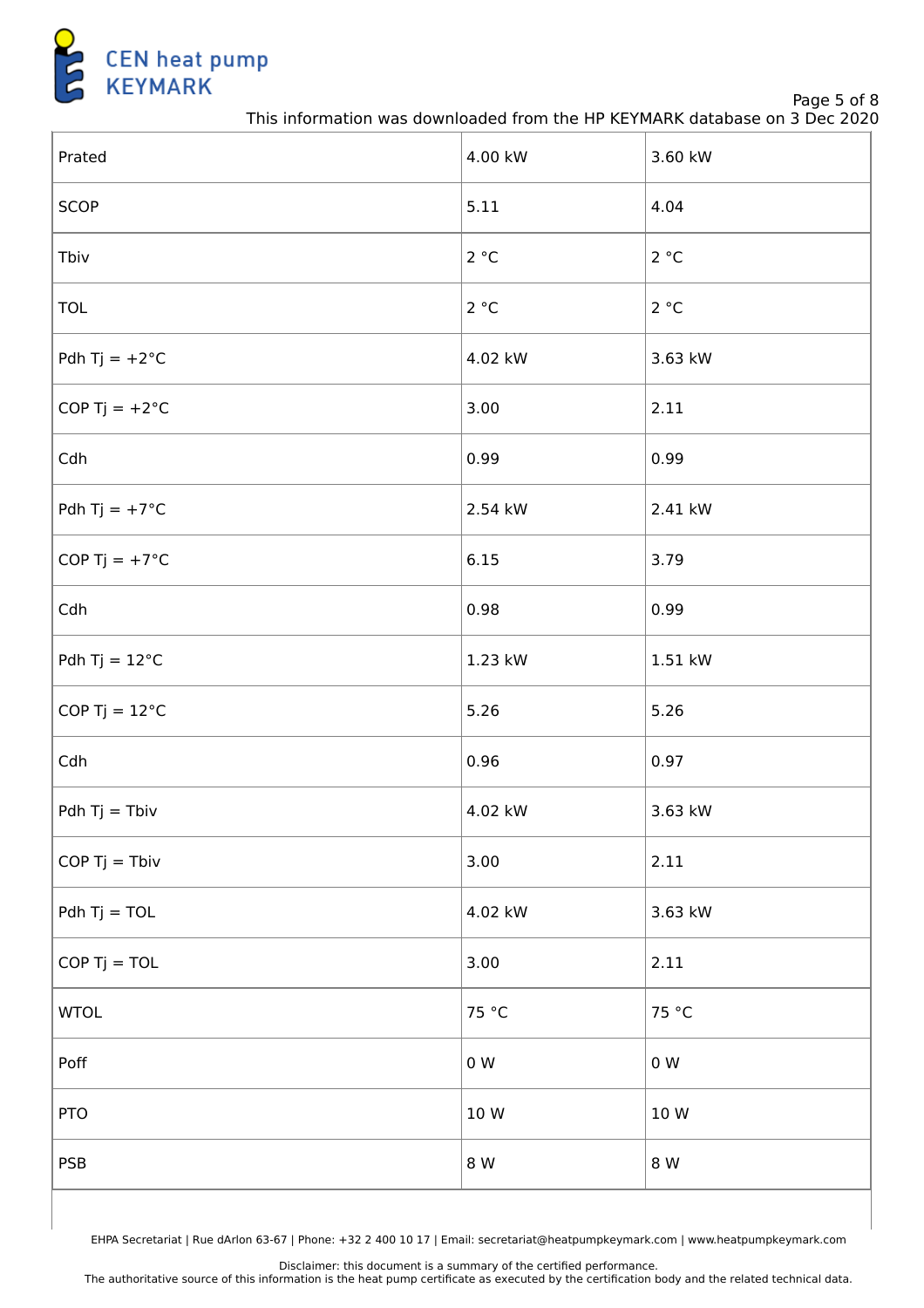| Prated | 4.00 kW | 3.60 kW |
|---|---|---|
| SCOP | 5.11 | 4.04 |
| Tbiv | 2 °C | 2 °C |
| TOL | 2 °C | 2 °C |
| Pdh Tj = +2°C | 4.02 kW | 3.63 kW |
| COP Tj = +2°C | 3.00 | 2.11 |
| Cdh | 0.99 | 0.99 |
| Pdh Tj = +7°C | 2.54 kW | 2.41 kW |
| COP Tj = +7°C | 6.15 | 3.79 |
| Cdh | 0.98 | 0.99 |
| Pdh Tj = 12°C | 1.23 kW | 1.51 kW |
| COP Tj = 12°C | 5.26 | 5.26 |
| Cdh | 0.96 | 0.97 |
| Pdh Tj = Tbiv | 4.02 kW | 3.63 kW |
| COP Tj = Tbiv | 3.00 | 2.11 |
| Pdh Tj = TOL | 4.02 kW | 3.63 kW |
| COP Tj = TOL | 3.00 | 2.11 |
| WTOL | 75 °C | 75 °C |
| Poff | 0 W | 0 W |
| PTO | 10 W | 10 W |
| PSB | 8 W | 8 W |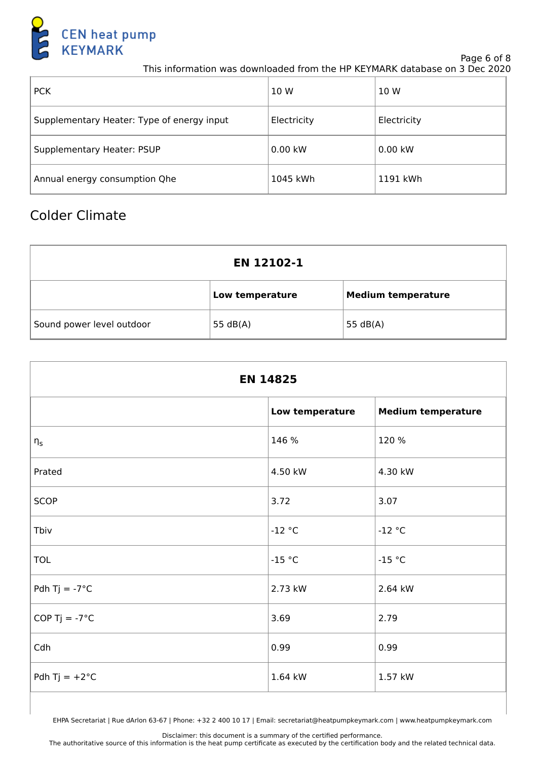| PCK | 10 W | 10 W |
|---|---|---|
| Supplementary Heater: Type of energy input | Electricity | Electricity |
| Supplementary Heater: PSUP | 0.00 kW | 0.00 kW |
| Annual energy consumption Qhe | 1045 kWh | 1191 kWh |

## Colder Climate

| EN 12102-1 | | |
|---|---|---|
| | **Low temperature** | **Medium temperature** |
| Sound power level outdoor | 55 dB(A) | 55 dB(A) |

| EN 14825 | | |
|---|---|---|
| | **Low temperature** | **Medium temperature** |
| $\eta_s$ | 146 % | 120 % |
| Prated | 4.50 kW | 4.30 kW |
| SCOP | 3.72 | 3.07 |
| Tbiv | -12 °C | -12 °C |
| TOL | -15 °C | -15 °C |
| Pdh Tj = -7°C | 2.73 kW | 2.64 kW |
| COP Tj = -7°C | 3.69 | 2.79 |
| Cdh | 0.99 | 0.99 |
| Pdh Tj = +2°C | 1.64 kW | 1.57 kW |

EHPA Secretariat | Rue dArlon 63-67 | Phone: +32 2 400 10 17 | Email: secretariat@heatpumpkeymark.com | www.heatpumpkeymark.com

Disclaimer: this document is a summary of the certified performance.
The authoritative source of this information is the heat pump certificate as executed by the certification body and the related technical data.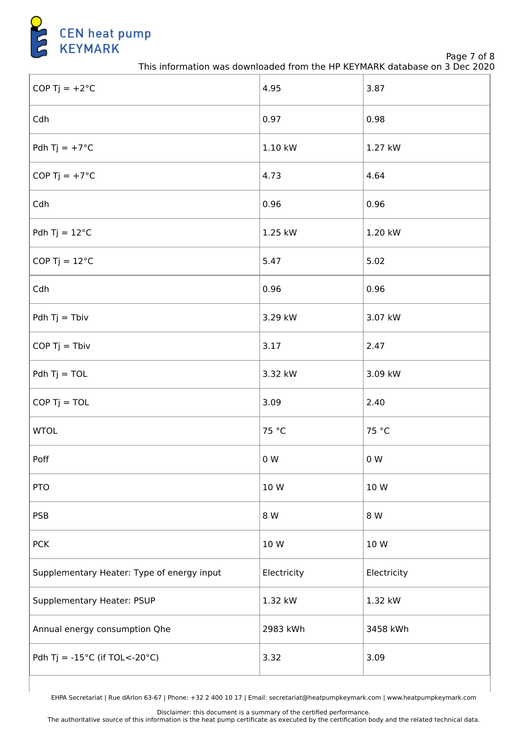| | | |
|---|---|---|
| COP Tj = +2°C | 4.95 | 3.87 |
| Cdh | 0.97 | 0.98 |
| Pdh Tj = +7°C | 1.10 kW | 1.27 kW |
| COP Tj = +7°C | 4.73 | 4.64 |
| Cdh | 0.96 | 0.96 |
| Pdh Tj = 12°C | 1.25 kW | 1.20 kW |
| COP Tj = 12°C | 5.47 | 5.02 |
| Cdh | 0.96 | 0.96 |
| Pdh Tj = Tbiv | 3.29 kW | 3.07 kW |
| COP Tj = Tbiv | 3.17 | 2.47 |
| Pdh Tj = TOL | 3.32 kW | 3.09 kW |
| COP Tj = TOL | 3.09 | 2.40 |
| WTOL | 75 °C | 75 °C |
| Poff | 0 W | 0 W |
| PTO | 10 W | 10 W |
| PSB | 8 W | 8 W |
| PCK | 10 W | 10 W |
| Supplementary Heater: Type of energy input | Electricity | Electricity |
| Supplementary Heater: PSUP | 1.32 kW | 1.32 kW |
| Annual energy consumption Qhe | 2983 kWh | 3458 kWh |
| Pdh Tj = -15°C (if TOL<-20°C) | 3.32 | 3.09 |

EHPA Secretariat | Rue dArlon 63-67 | Phone: +32 2 400 10 17 | Email: secretariat@heatpumpkeymark.com | www.heatpumpkeymark.com

Disclaimer: this document is a summary of the certified performance.
The authoritative source of this information is the heat pump certificate as executed by the certification body and the related technical data.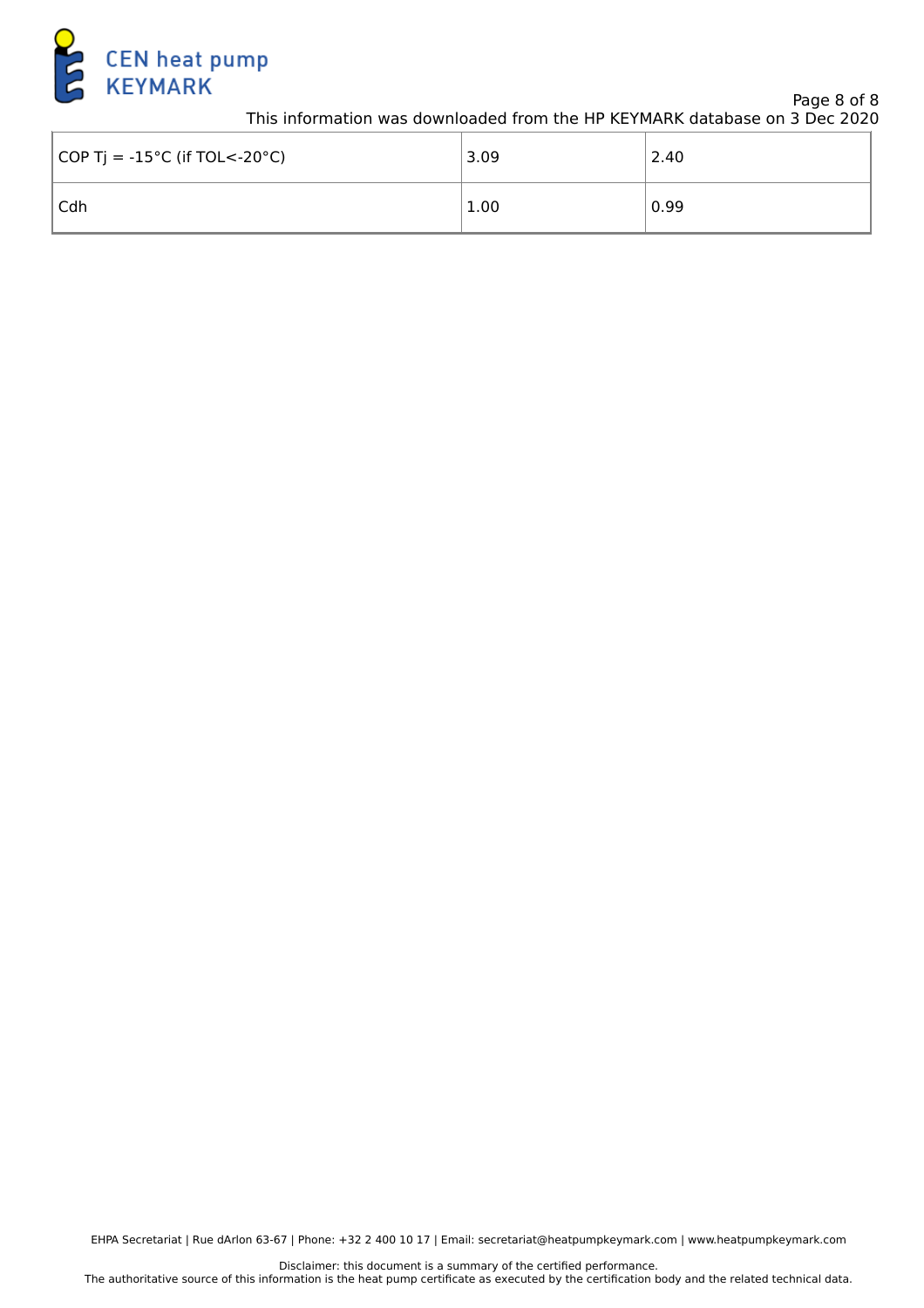| | | |
|---|---|---|
| COP Tj = -15°C (if TOL<-20°C) | 3.09 | 2.40 |
| Cdh | 1.00 | 0.99 |